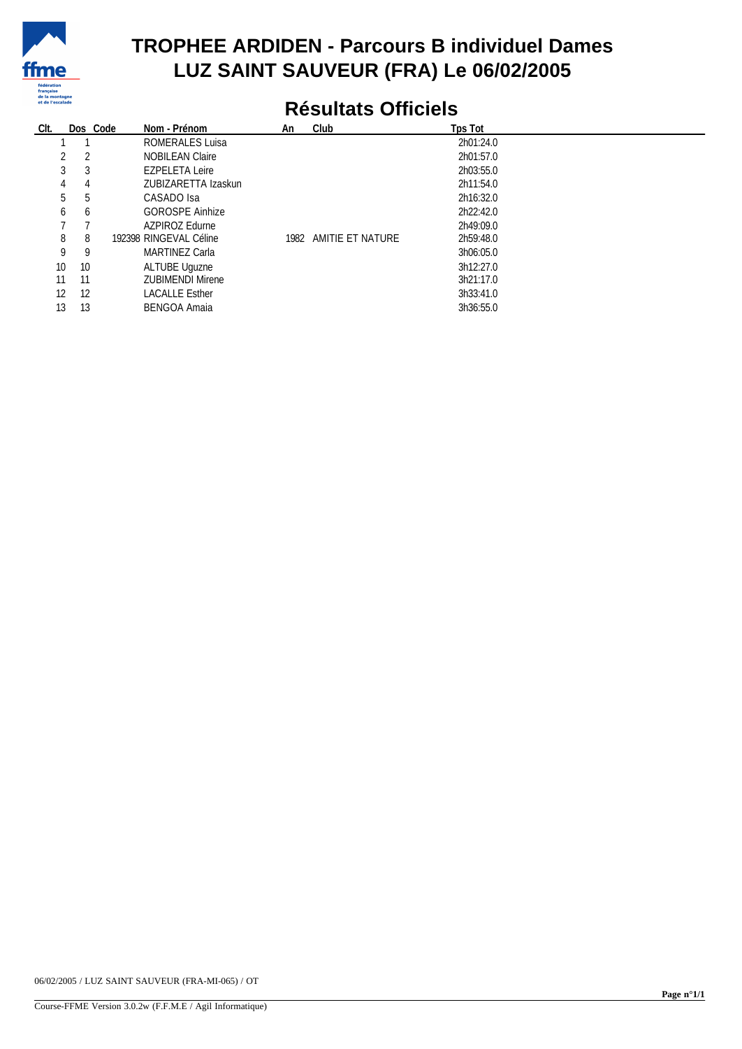# TROPHEE ARDIDEN - Parcours B individuel Dames
# LUZ SAINT SAUVEUR (FRA) Le 06/02/2005

## Résultats Officiels

| Clt. | Dos | Code | Nom - Prénom | An | Club | Tps Tot |
|---|---|---|---|---|---|---|
| 1 | 1 | | ROMERALES Luisa | | | 2h01:24.0 |
| 2 | 2 | | NOBILEAN Claire | | | 2h01:57.0 |
| 3 | 3 | | EZPELETA Leire | | | 2h03:55.0 |
| 4 | 4 | | ZUBIZARETTA Izaskun | | | 2h11:54.0 |
| 5 | 5 | | CASADO Isa | | | 2h16:32.0 |
| 6 | 6 | | GOROSPE Ainhize | | | 2h22:42.0 |
| 7 | 7 | | AZPIROZ Edurne | | | 2h49:09.0 |
| 8 | 8 | 192398 | RINGEVAL Céline | 1982 | AMITIE ET NATURE | 2h59:48.0 |
| 9 | 9 | | MARTINEZ Carla | | | 3h06:05.0 |
| 10 | 10 | | ALTUBE Uguzne | | | 3h12:27.0 |
| 11 | 11 | | ZUBIMENDI Mirene | | | 3h21:17.0 |
| 12 | 12 | | LACALLE Esther | | | 3h33:41.0 |
| 13 | 13 | | BENGOA Amaia | | | 3h36:55.0 |

06/02/2005 / LUZ SAINT SAUVEUR (FRA-MI-065) / OT

Course-FFME Version 3.0.2w (F.F.M.E / Agil Informatique)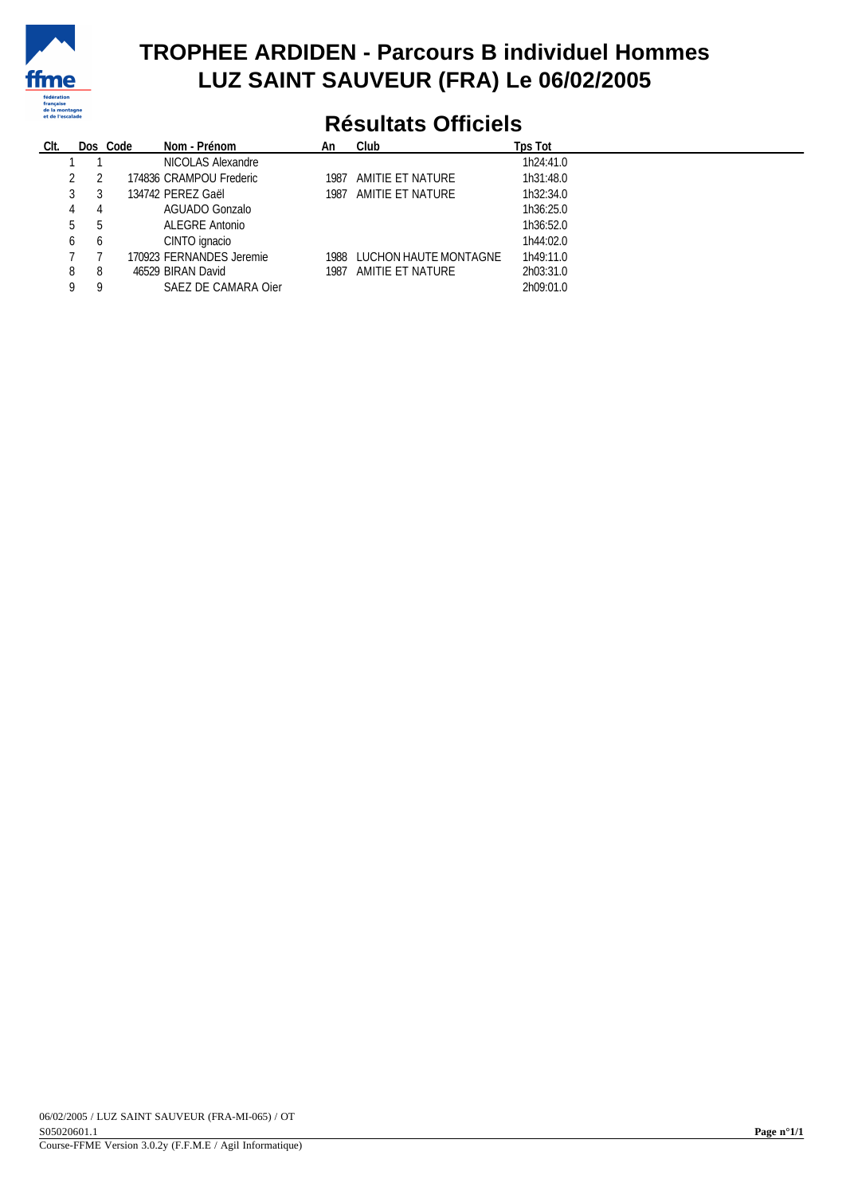# TROPHEE ARDIDEN - Parcours B individuel Hommes
# LUZ SAINT SAUVEUR (FRA) Le 06/02/2005

## Résultats Officiels

| Clt. | Dos | Code | Nom - Prénom | An | Club | Tps Tot |
|---|---|---|---|---|---|---|
| 1 | 1 | | NICOLAS Alexandre | | | 1h24:41.0 |
| 2 | 2 | 174836 | CRAMPOU Frederic | 1987 | AMITIE ET NATURE | 1h31:48.0 |
| 3 | 3 | 134742 | PEREZ Gaël | 1987 | AMITIE ET NATURE | 1h32:34.0 |
| 4 | 4 | | AGUADO Gonzalo | | | 1h36:25.0 |
| 5 | 5 | | ALEGRE Antonio | | | 1h36:52.0 |
| 6 | 6 | | CINTO ignacio | | | 1h44:02.0 |
| 7 | 7 | 170923 | FERNANDES Jeremie | 1988 | LUCHON HAUTE MONTAGNE | 1h49:11.0 |
| 8 | 8 | 46529 | BIRAN David | 1987 | AMITIE ET NATURE | 2h03:31.0 |
| 9 | 9 | | SAEZ DE CAMARA Oier | | | 2h09:01.0 |

06/02/2005 / LUZ SAINT SAUVEUR (FRA-MI-065) / OT
S05020601.1
Course-FFME Version 3.0.2y (F.F.M.E / Agil Informatique)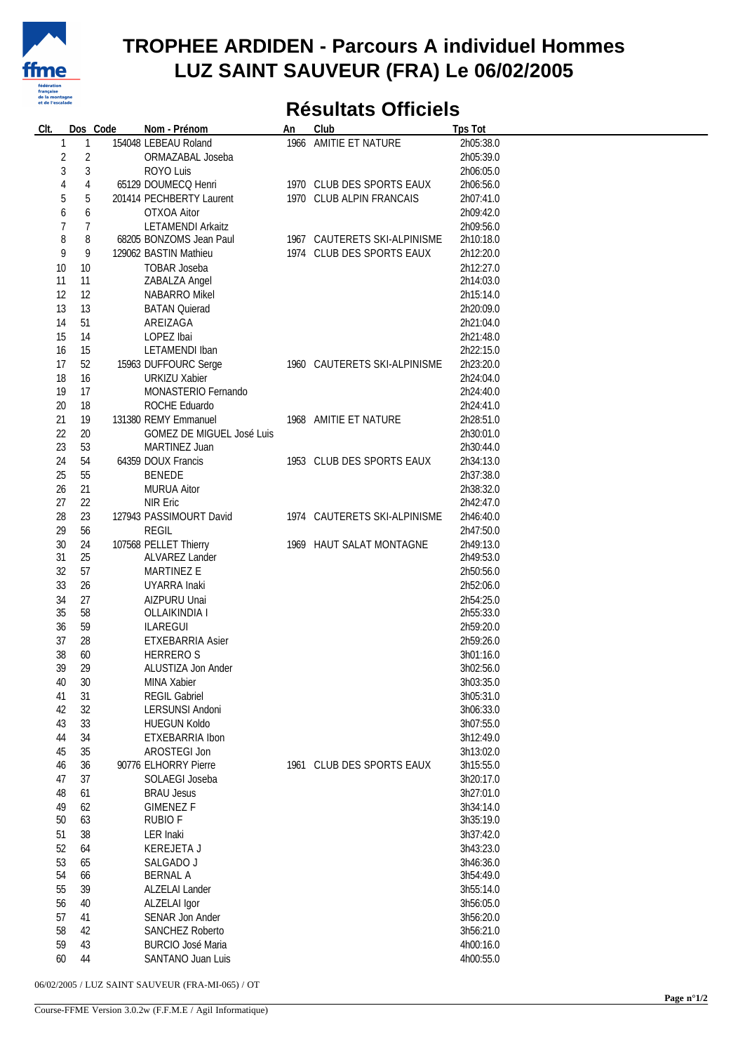# TROPHEE ARDIDEN - Parcours A individuel Hommes
# LUZ SAINT SAUVEUR (FRA) Le 06/02/2005

## Résultats Officiels

| Clt. | Dos | Code | Nom - Prénom | An | Club | Tps Tot |
|---|---|---|---|---|---|---|
| 1 | 1 | 154048 | LEBEAU Roland | 1966 | AMITIE ET NATURE | 2h05:38.0 |
| 2 | 2 | | ORMAZABAL Joseba | | | 2h05:39.0 |
| 3 | 3 | | ROYO Luis | | | 2h06:05.0 |
| 4 | 4 | 65129 | DOUMECQ Henri | 1970 | CLUB DES SPORTS EAUX | 2h06:56.0 |
| 5 | 5 | 201414 | PECHBERTY Laurent | 1970 | CLUB ALPIN FRANCAIS | 2h07:41.0 |
| 6 | 6 | | OTXOA Aitor | | | 2h09:42.0 |
| 7 | 7 | | LETAMENDI Arkaitz | | | 2h09:56.0 |
| 8 | 8 | 68205 | BONZOMS Jean Paul | 1967 | CAUTERETS SKI-ALPINISME | 2h10:18.0 |
| 9 | 9 | 129062 | BASTIN Mathieu | 1974 | CLUB DES SPORTS EAUX | 2h12:20.0 |
| 10 | 10 | | TOBAR Joseba | | | 2h12:27.0 |
| 11 | 11 | | ZABALZA Angel | | | 2h14:03.0 |
| 12 | 12 | | NABARRO Mikel | | | 2h15:14.0 |
| 13 | 13 | | BATAN Quierad | | | 2h20:09.0 |
| 14 | 51 | | AREIZAGA | | | 2h21:04.0 |
| 15 | 14 | | LOPEZ Ibai | | | 2h21:48.0 |
| 16 | 15 | | LETAMENDI Iban | | | 2h22:15.0 |
| 17 | 52 | 15963 | DUFFOURC Serge | 1960 | CAUTERETS SKI-ALPINISME | 2h23:20.0 |
| 18 | 16 | | URKIZU Xabier | | | 2h24:04.0 |
| 19 | 17 | | MONASTERIO Fernando | | | 2h24:40.0 |
| 20 | 18 | | ROCHE Eduardo | | | 2h24:41.0 |
| 21 | 19 | 131380 | REMY Emmanuel | 1968 | AMITIE ET NATURE | 2h28:51.0 |
| 22 | 20 | | GOMEZ DE MIGUEL José Luis | | | 2h30:01.0 |
| 23 | 53 | | MARTINEZ Juan | | | 2h30:44.0 |
| 24 | 54 | 64359 | DOUX Francis | 1953 | CLUB DES SPORTS EAUX | 2h34:13.0 |
| 25 | 55 | | BENEDE | | | 2h37:38.0 |
| 26 | 21 | | MURUA Aitor | | | 2h38:32.0 |
| 27 | 22 | | NIR Eric | | | 2h42:47.0 |
| 28 | 23 | 127943 | PASSIMOURT David | 1974 | CAUTERETS SKI-ALPINISME | 2h46:40.0 |
| 29 | 56 | | REGIL | | | 2h47:50.0 |
| 30 | 24 | 107568 | PELLET Thierry | 1969 | HAUT SALAT MONTAGNE | 2h49:13.0 |
| 31 | 25 | | ALVAREZ Lander | | | 2h49:53.0 |
| 32 | 57 | | MARTINEZ E | | | 2h50:56.0 |
| 33 | 26 | | UYARRA Inaki | | | 2h52:06.0 |
| 34 | 27 | | AIZPURU Unai | | | 2h54:25.0 |
| 35 | 58 | | OLLAIKINDIA I | | | 2h55:33.0 |
| 36 | 59 | | ILAREGUI | | | 2h59:20.0 |
| 37 | 28 | | ETXEBARRIA Asier | | | 2h59:26.0 |
| 38 | 60 | | HERRERO S | | | 3h01:16.0 |
| 39 | 29 | | ALUSTIZA Jon Ander | | | 3h02:56.0 |
| 40 | 30 | | MINA Xabier | | | 3h03:35.0 |
| 41 | 31 | | REGIL Gabriel | | | 3h05:31.0 |
| 42 | 32 | | LERSUNSI Andoni | | | 3h06:33.0 |
| 43 | 33 | | HUEGUN Koldo | | | 3h07:55.0 |
| 44 | 34 | | ETXEBARRIA Ibon | | | 3h12:49.0 |
| 45 | 35 | | AROSTEGI Jon | | | 3h13:02.0 |
| 46 | 36 | 90776 | ELHORRY Pierre | 1961 | CLUB DES SPORTS EAUX | 3h15:55.0 |
| 47 | 37 | | SOLAEGI Joseba | | | 3h20:17.0 |
| 48 | 61 | | BRAU Jesus | | | 3h27:01.0 |
| 49 | 62 | | GIMENEZ F | | | 3h34:14.0 |
| 50 | 63 | | RUBIO F | | | 3h35:19.0 |
| 51 | 38 | | LER Inaki | | | 3h37:42.0 |
| 52 | 64 | | KEREJETA J | | | 3h43:23.0 |
| 53 | 65 | | SALGADO J | | | 3h46:36.0 |
| 54 | 66 | | BERNAL A | | | 3h54:49.0 |
| 55 | 39 | | ALZELAI Lander | | | 3h55:14.0 |
| 56 | 40 | | ALZELAI Igor | | | 3h56:05.0 |
| 57 | 41 | | SENAR Jon Ander | | | 3h56:20.0 |
| 58 | 42 | | SANCHEZ Roberto | | | 3h56:21.0 |
| 59 | 43 | | BURCIO José Maria | | | 4h00:16.0 |
| 60 | 44 | | SANTANO Juan Luis | | | 4h00:55.0 |

06/02/2005 / LUZ SAINT SAUVEUR (FRA-MI-065) / OT

Course-FFME Version 3.0.2w (F.F.M.E / Agil Informatique)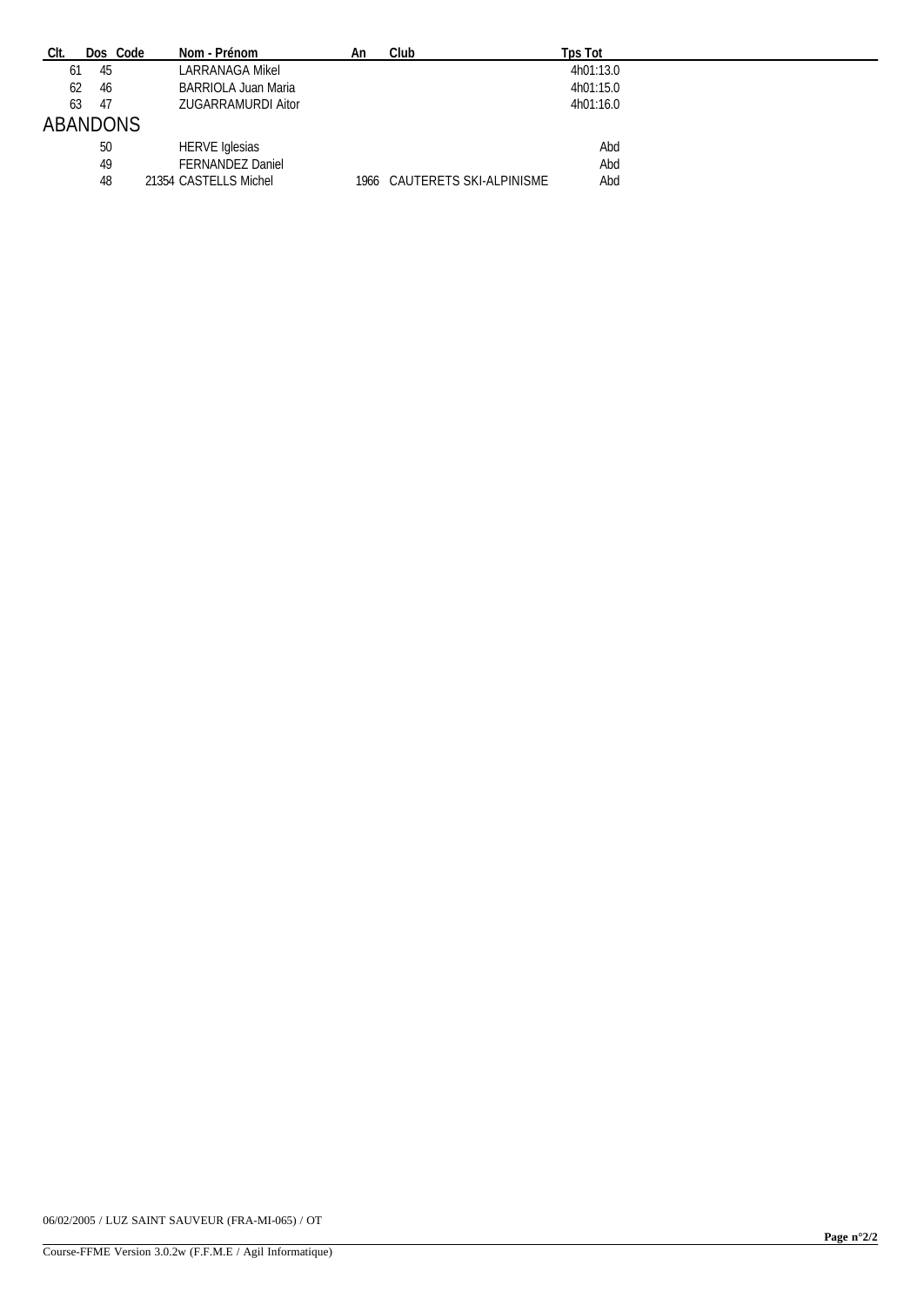| Clt. | Dos | Code | Nom - Prénom | An | Club | Tps Tot |
|---|---|---|---|---|---|---|
| 61 | 45 | | LARRANAGA Mikel | | | 4h01:13.0 |
| 62 | 46 | | BARRIOLA Juan Maria | | | 4h01:15.0 |
| 63 | 47 | | ZUGARRAMURDI Aitor | | | 4h01:16.0 |

## ABANDONS

| Clt. | Dos | Code | Nom - Prénom | An | Club | Tps Tot |
|---|---|---|---|---|---|---|
| | 50 | | HERVE Iglesias | | | Abd |
| | 49 | | FERNANDEZ Daniel | | | Abd |
| | 48 | 21354 | CASTELLS Michel | 1966 | CAUTERETS SKI-ALPINISME | Abd |

06/02/2005 / LUZ SAINT SAUVEUR (FRA-MI-065) / OT

Course-FFME Version 3.0.2w (F.F.M.E / Agil Informatique)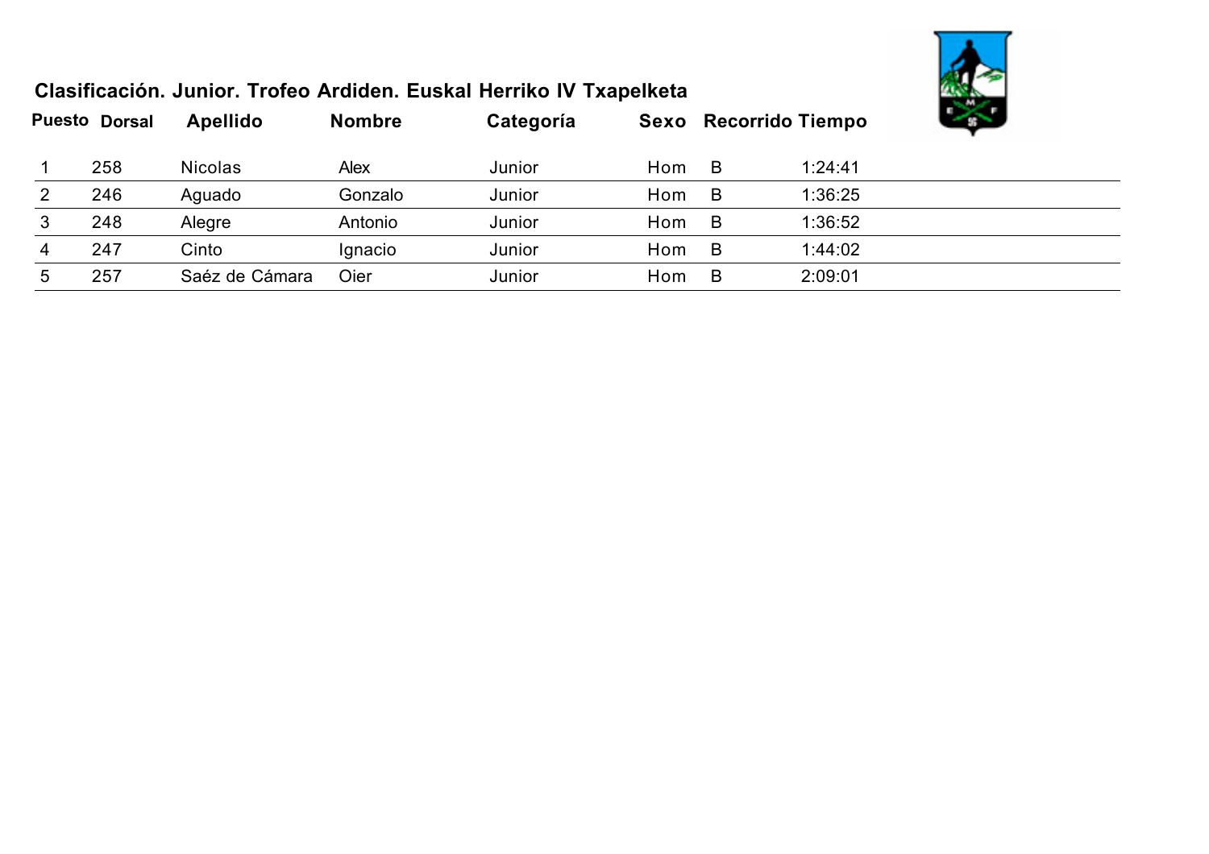## Clasificación. Junior. Trofeo Ardiden. Euskal Herriko IV Txapelketa

| Puesto | Dorsal | Apellido | Nombre | Categoría | Sexo | Recorrido | Tiempo |
|---|---|---|---|---|---|---|---|
| 1 | 258 | Nicolas | Alex | Junior | Hom | B | 1:24:41 |
| 2 | 246 | Aguado | Gonzalo | Junior | Hom | B | 1:36:25 |
| 3 | 248 | Alegre | Antonio | Junior | Hom | B | 1:36:52 |
| 4 | 247 | Cinto | Ignacio | Junior | Hom | B | 1:44:02 |
| 5 | 257 | Saéz de Cámara | Oier | Junior | Hom | B | 2:09:01 |